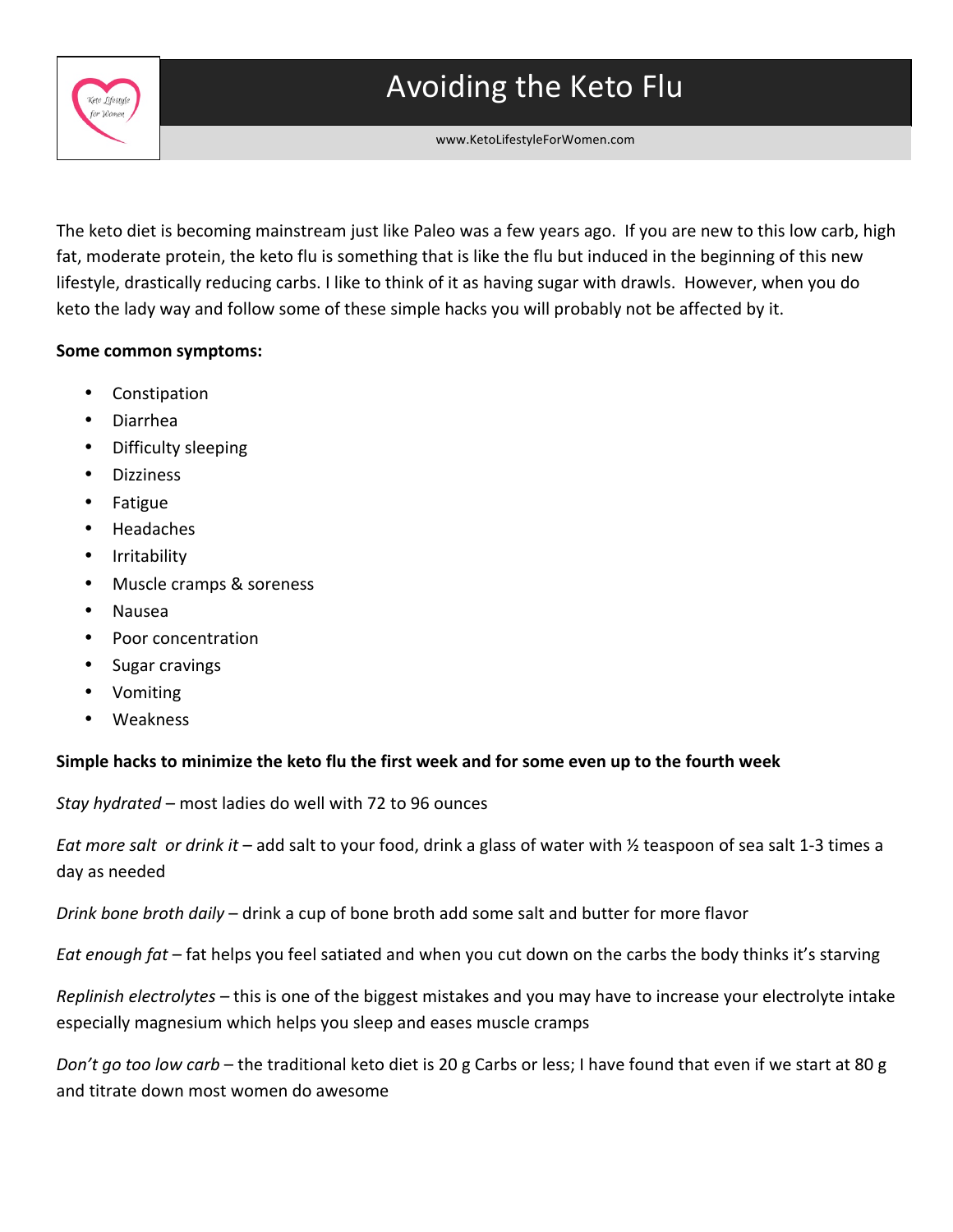# Avoiding the Keto Flu

www.KetoLifestyleForWomen.com

The keto diet is becoming mainstream just like Paleo was a few years ago. If you are new to this low carb, high fat, moderate protein, the keto flu is something that is like the flu but induced in the beginning of this new lifestyle, drastically reducing carbs. I like to think of it as having sugar with drawls. However, when you do keto the lady way and follow some of these simple hacks you will probably not be affected by it.

**Some common symptoms:**

- Constipation
- Diarrhea
- Difficulty sleeping
- Dizziness
- Fatigue
- Headaches
- Irritability
- Muscle cramps & soreness
- Nausea
- Poor concentration
- Sugar cravings
- Vomiting
- Weakness

**Simple hacks to minimize the keto flu the first week and for some even up to the fourth week**

*Stay hydrated* – most ladies do well with 72 to 96 ounces

*Eat more salt or drink it* – add salt to your food, drink a glass of water with ½ teaspoon of sea salt 1-3 times a day as needed

*Drink bone broth daily* – drink a cup of bone broth add some salt and butter for more flavor

*Eat enough fat* – fat helps you feel satiated and when you cut down on the carbs the body thinks it's starving

*Replinish electrolytes* – this is one of the biggest mistakes and you may have to increase your electrolyte intake especially magnesium which helps you sleep and eases muscle cramps

*Don't go too low carb* – the traditional keto diet is 20 g Carbs or less; I have found that even if we start at 80 g and titrate down most women do awesome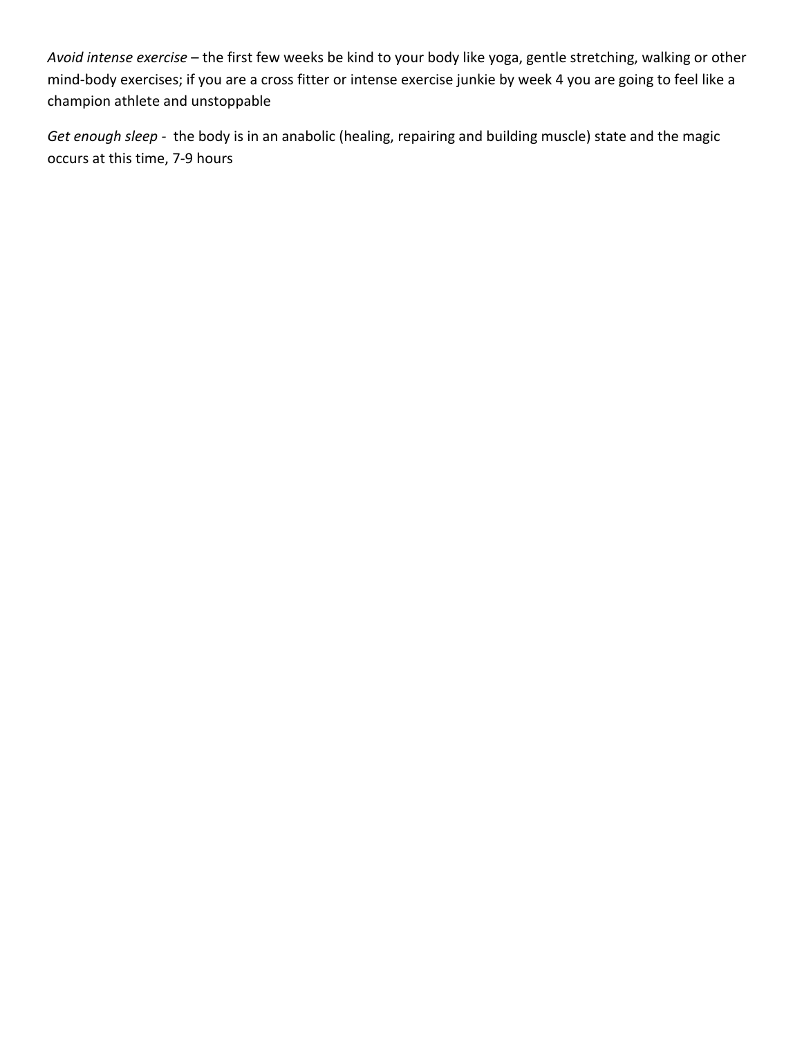*Avoid intense exercise* – the first few weeks be kind to your body like yoga, gentle stretching, walking or other mind-body exercises; if you are a cross fitter or intense exercise junkie by week 4 you are going to feel like a champion athlete and unstoppable

*Get enough sleep* - the body is in an anabolic (healing, repairing and building muscle) state and the magic occurs at this time, 7-9 hours